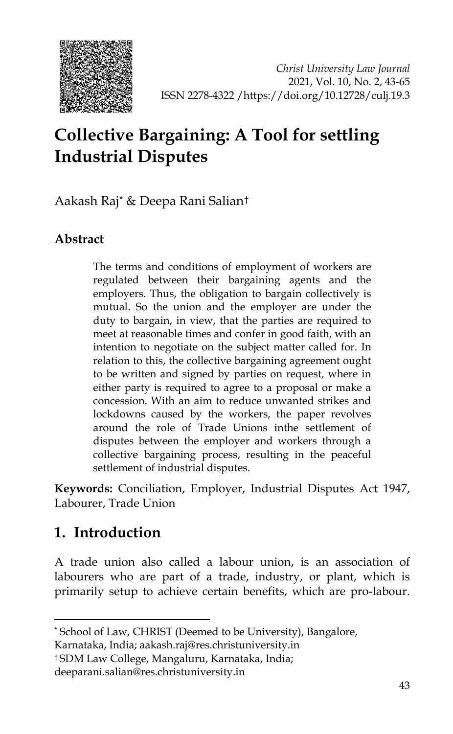*Christ University Law Journal*
2021, Vol. 10, No. 2, 43-65
ISSN 2278-4322 /https://doi.org/10.12728/culj.19.3

# Collective Bargaining: A Tool for settling Industrial Disputes

Aakash Raj* & Deepa Rani Salian†

## Abstract

The terms and conditions of employment of workers are regulated between their bargaining agents and the employers. Thus, the obligation to bargain collectively is mutual. So the union and the employer are under the duty to bargain, in view, that the parties are required to meet at reasonable times and confer in good faith, with an intention to negotiate on the subject matter called for. In relation to this, the collective bargaining agreement ought to be written and signed by parties on request, where in either party is required to agree to a proposal or make a concession. With an aim to reduce unwanted strikes and lockdowns caused by the workers, the paper revolves around the role of Trade Unions inthe settlement of disputes between the employer and workers through a collective bargaining process, resulting in the peaceful settlement of industrial disputes.

**Keywords:** Conciliation, Employer, Industrial Disputes Act 1947, Labourer, Trade Union

## 1. Introduction

A trade union also called a labour union, is an association of labourers who are part of a trade, industry, or plant, which is primarily setup to achieve certain benefits, which are pro-labour.

---

* School of Law, CHRIST (Deemed to be University), Bangalore, Karnataka, India; aakash.raj@res.christuniversity.in

† SDM Law College, Mangaluru, Karnataka, India; deeparani.salian@res.christuniversity.in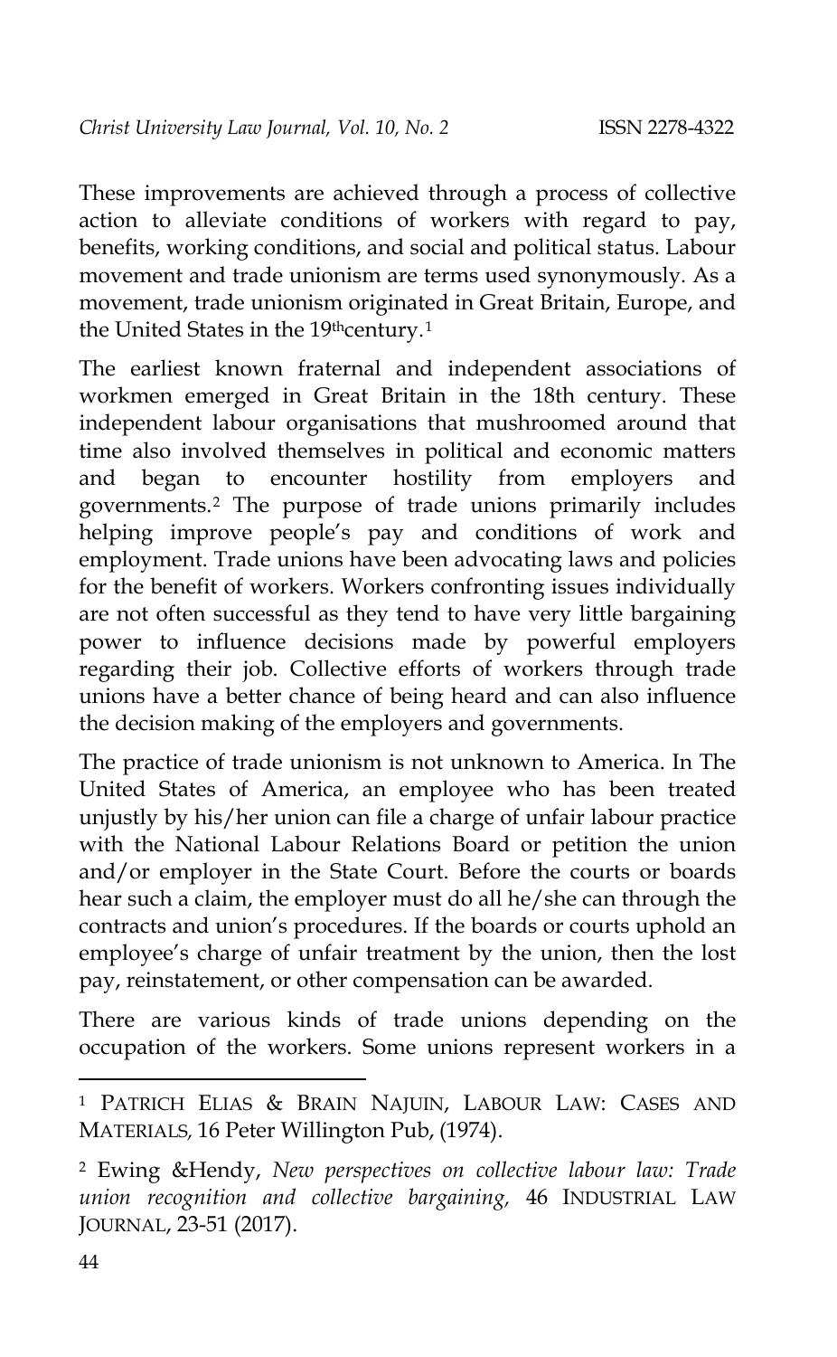These improvements are achieved through a process of collective action to alleviate conditions of workers with regard to pay, benefits, working conditions, and social and political status. Labour movement and trade unionism are terms used synonymously. As a movement, trade unionism originated in Great Britain, Europe, and the United States in the 19thcentury.[1]

The earliest known fraternal and independent associations of workmen emerged in Great Britain in the 18th century. These independent labour organisations that mushroomed around that time also involved themselves in political and economic matters and began to encounter hostility from employers and governments.[2] The purpose of trade unions primarily includes helping improve people's pay and conditions of work and employment. Trade unions have been advocating laws and policies for the benefit of workers. Workers confronting issues individually are not often successful as they tend to have very little bargaining power to influence decisions made by powerful employers regarding their job. Collective efforts of workers through trade unions have a better chance of being heard and can also influence the decision making of the employers and governments.

The practice of trade unionism is not unknown to America. In The United States of America, an employee who has been treated unjustly by his/her union can file a charge of unfair labour practice with the National Labour Relations Board or petition the union and/or employer in the State Court. Before the courts or boards hear such a claim, the employer must do all he/she can through the contracts and union's procedures. If the boards or courts uphold an employee's charge of unfair treatment by the union, then the lost pay, reinstatement, or other compensation can be awarded.

There are various kinds of trade unions depending on the occupation of the workers. Some unions represent workers in a

---

[1] PATRICH ELIAS & BRAIN NAJUIN, LABOUR LAW: CASES AND MATERIALS, 16 Peter Willington Pub, (1974).

[2] Ewing &Hendy, *New perspectives on collective labour law: Trade union recognition and collective bargaining,* 46 INDUSTRIAL LAW JOURNAL, 23-51 (2017).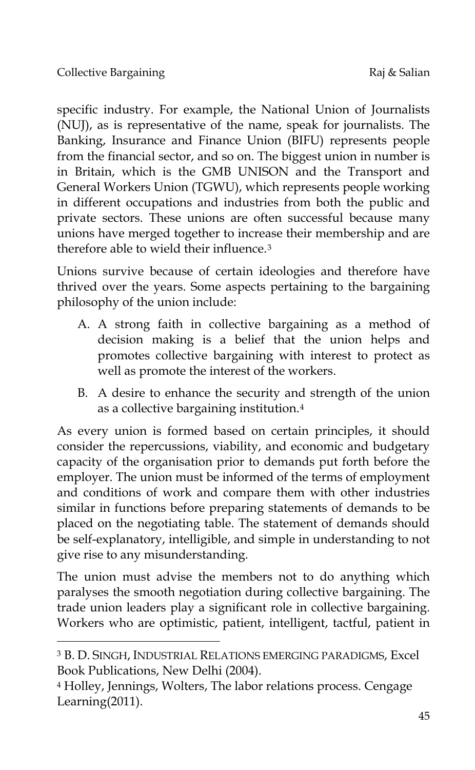specific industry. For example, the National Union of Journalists (NUJ), as is representative of the name, speak for journalists. The Banking, Insurance and Finance Union (BIFU) represents people from the financial sector, and so on. The biggest union in number is in Britain, which is the GMB UNISON and the Transport and General Workers Union (TGWU), which represents people working in different occupations and industries from both the public and private sectors. These unions are often successful because many unions have merged together to increase their membership and are therefore able to wield their influence.[3]

Unions survive because of certain ideologies and therefore have thrived over the years. Some aspects pertaining to the bargaining philosophy of the union include:

A. A strong faith in collective bargaining as a method of decision making is a belief that the union helps and promotes collective bargaining with interest to protect as well as promote the interest of the workers.

B. A desire to enhance the security and strength of the union as a collective bargaining institution.[4]

As every union is formed based on certain principles, it should consider the repercussions, viability, and economic and budgetary capacity of the organisation prior to demands put forth before the employer. The union must be informed of the terms of employment and conditions of work and compare them with other industries similar in functions before preparing statements of demands to be placed on the negotiating table. The statement of demands should be self-explanatory, intelligible, and simple in understanding to not give rise to any misunderstanding.

The union must advise the members not to do anything which paralyses the smooth negotiation during collective bargaining. The trade union leaders play a significant role in collective bargaining. Workers who are optimistic, patient, intelligent, tactful, patient in

---

[3] B. D. SINGH, INDUSTRIAL RELATIONS EMERGING PARADIGMS, Excel Book Publications, New Delhi (2004).

[4] Holley, Jennings, Wolters, The labor relations process. Cengage Learning(2011).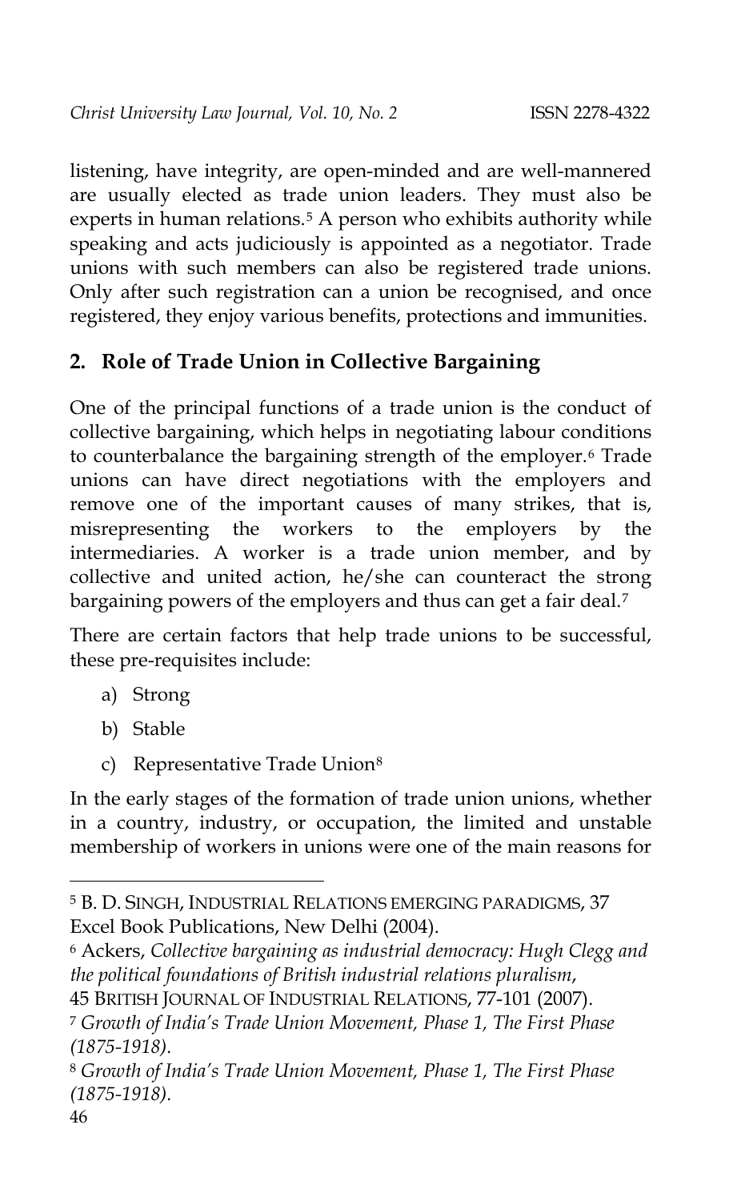listening, have integrity, are open-minded and are well-mannered are usually elected as trade union leaders. They must also be experts in human relations.[5] A person who exhibits authority while speaking and acts judiciously is appointed as a negotiator. Trade unions with such members can also be registered trade unions. Only after such registration can a union be recognised, and once registered, they enjoy various benefits, protections and immunities.

## 2. Role of Trade Union in Collective Bargaining

One of the principal functions of a trade union is the conduct of collective bargaining, which helps in negotiating labour conditions to counterbalance the bargaining strength of the employer.[6] Trade unions can have direct negotiations with the employers and remove one of the important causes of many strikes, that is, misrepresenting the workers to the employers by the intermediaries. A worker is a trade union member, and by collective and united action, he/she can counteract the strong bargaining powers of the employers and thus can get a fair deal.[7]

There are certain factors that help trade unions to be successful, these pre-requisites include:

a) Strong

b) Stable

c) Representative Trade Union[8]

In the early stages of the formation of trade union unions, whether in a country, industry, or occupation, the limited and unstable membership of workers in unions were one of the main reasons for

---

[5] B. D. SINGH, INDUSTRIAL RELATIONS EMERGING PARADIGMS, 37 Excel Book Publications, New Delhi (2004).

[6] Ackers, *Collective bargaining as industrial democracy: Hugh Clegg and the political foundations of British industrial relations pluralism*, 45 BRITISH JOURNAL OF INDUSTRIAL RELATIONS, 77-101 (2007).

[7] *Growth of India's Trade Union Movement, Phase 1, The First Phase (1875-1918).*

[8] *Growth of India's Trade Union Movement, Phase 1, The First Phase (1875-1918).*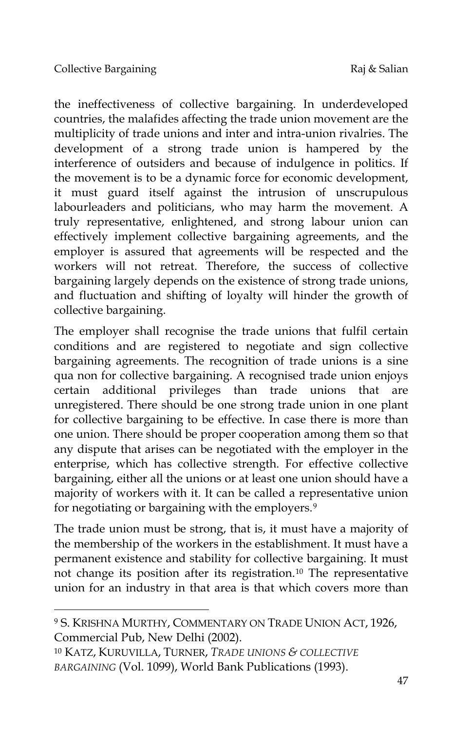the ineffectiveness of collective bargaining. In underdeveloped countries, the malafides affecting the trade union movement are the multiplicity of trade unions and inter and intra-union rivalries. The development of a strong trade union is hampered by the interference of outsiders and because of indulgence in politics. If the movement is to be a dynamic force for economic development, it must guard itself against the intrusion of unscrupulous labourleaders and politicians, who may harm the movement. A truly representative, enlightened, and strong labour union can effectively implement collective bargaining agreements, and the employer is assured that agreements will be respected and the workers will not retreat. Therefore, the success of collective bargaining largely depends on the existence of strong trade unions, and fluctuation and shifting of loyalty will hinder the growth of collective bargaining.

The employer shall recognise the trade unions that fulfil certain conditions and are registered to negotiate and sign collective bargaining agreements. The recognition of trade unions is a sine qua non for collective bargaining. A recognised trade union enjoys certain additional privileges than trade unions that are unregistered. There should be one strong trade union in one plant for collective bargaining to be effective. In case there is more than one union. There should be proper cooperation among them so that any dispute that arises can be negotiated with the employer in the enterprise, which has collective strength. For effective collective bargaining, either all the unions or at least one union should have a majority of workers with it. It can be called a representative union for negotiating or bargaining with the employers.[9]

The trade union must be strong, that is, it must have a majority of the membership of the workers in the establishment. It must have a permanent existence and stability for collective bargaining. It must not change its position after its registration.[10] The representative union for an industry in that area is that which covers more than

---

[9] S. KRISHNA MURTHY, COMMENTARY ON TRADE UNION ACT, 1926, Commercial Pub, New Delhi (2002).

[10] KATZ, KURUVILLA, TURNER, *TRADE UNIONS & COLLECTIVE BARGAINING* (Vol. 1099), World Bank Publications (1993).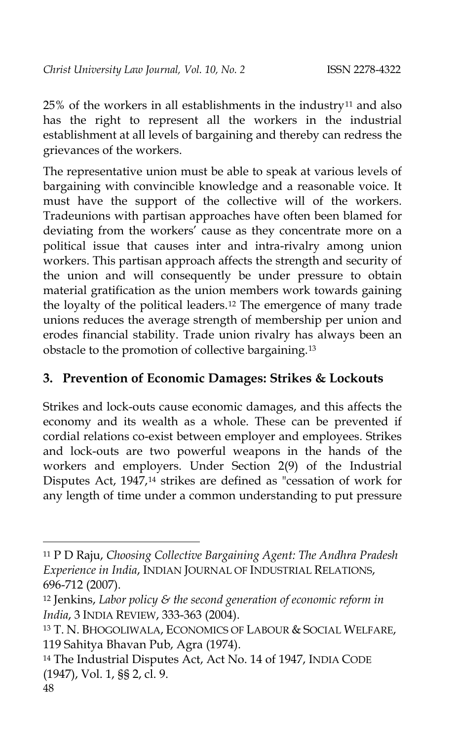25% of the workers in all establishments in the industry[11] and also has the right to represent all the workers in the industrial establishment at all levels of bargaining and thereby can redress the grievances of the workers.

The representative union must be able to speak at various levels of bargaining with convincible knowledge and a reasonable voice. It must have the support of the collective will of the workers. Tradeunions with partisan approaches have often been blamed for deviating from the workers' cause as they concentrate more on a political issue that causes inter and intra-rivalry among union workers. This partisan approach affects the strength and security of the union and will consequently be under pressure to obtain material gratification as the union members work towards gaining the loyalty of the political leaders.[12] The emergence of many trade unions reduces the average strength of membership per union and erodes financial stability. Trade union rivalry has always been an obstacle to the promotion of collective bargaining.[13]

## 3. Prevention of Economic Damages: Strikes & Lockouts

Strikes and lock-outs cause economic damages, and this affects the economy and its wealth as a whole. These can be prevented if cordial relations co-exist between employer and employees. Strikes and lock-outs are two powerful weapons in the hands of the workers and employers. Under Section 2(9) of the Industrial Disputes Act, 1947,[14] strikes are defined as "cessation of work for any length of time under a common understanding to put pressure

---

[11] P D Raju, *Choosing Collective Bargaining Agent: The Andhra Pradesh Experience in India*, INDIAN JOURNAL OF INDUSTRIAL RELATIONS, 696-712 (2007).

[12] Jenkins, *Labor policy & the second generation of economic reform in India*, 3 INDIA REVIEW, 333-363 (2004).

[13] T. N. BHOGOLIWALA, ECONOMICS OF LABOUR & SOCIAL WELFARE, 119 Sahitya Bhavan Pub, Agra (1974).

[14] The Industrial Disputes Act, Act No. 14 of 1947, INDIA CODE (1947), Vol. 1, §§ 2, cl. 9.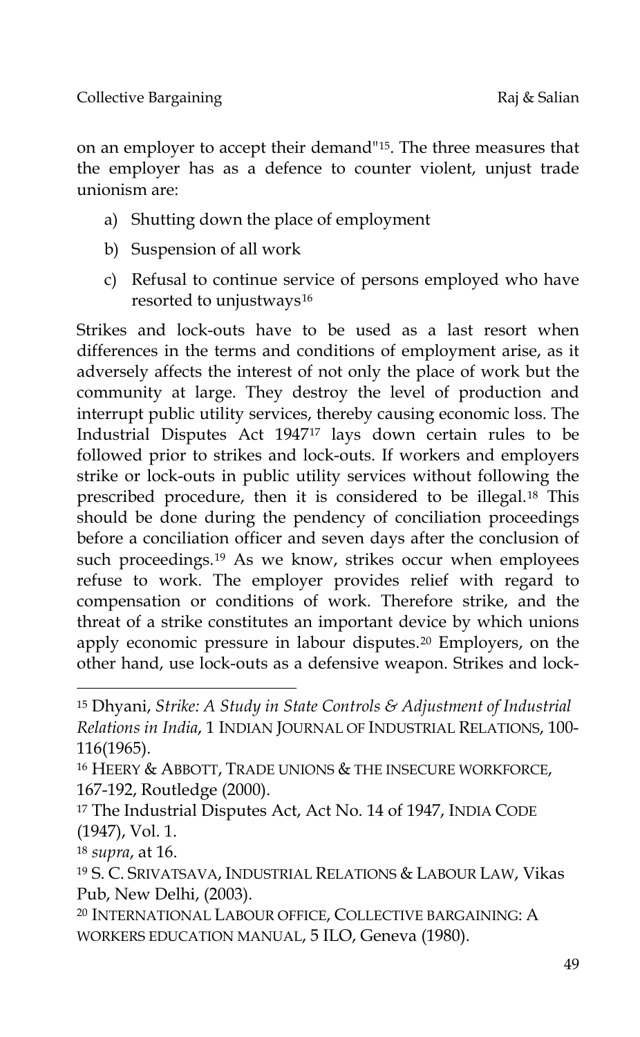on an employer to accept their demand"[15]. The three measures that the employer has as a defence to counter violent, unjust trade unionism are:

a) Shutting down the place of employment
b) Suspension of all work
c) Refusal to continue service of persons employed who have resorted to unjustways[16]

Strikes and lock-outs have to be used as a last resort when differences in the terms and conditions of employment arise, as it adversely affects the interest of not only the place of work but the community at large. They destroy the level of production and interrupt public utility services, thereby causing economic loss. The Industrial Disputes Act 1947[17] lays down certain rules to be followed prior to strikes and lock-outs. If workers and employers strike or lock-outs in public utility services without following the prescribed procedure, then it is considered to be illegal.[18] This should be done during the pendency of conciliation proceedings before a conciliation officer and seven days after the conclusion of such proceedings.[19] As we know, strikes occur when employees refuse to work. The employer provides relief with regard to compensation or conditions of work. Therefore strike, and the threat of a strike constitutes an important device by which unions apply economic pressure in labour disputes.[20] Employers, on the other hand, use lock-outs as a defensive weapon. Strikes and lock-

---

[15] Dhyani, *Strike: A Study in State Controls & Adjustment of Industrial Relations in India*, 1 INDIAN JOURNAL OF INDUSTRIAL RELATIONS, 100-116(1965).

[16] HEERY & ABBOTT, TRADE UNIONS & THE INSECURE WORKFORCE, 167-192, Routledge (2000).

[17] The Industrial Disputes Act, Act No. 14 of 1947, INDIA CODE (1947), Vol. 1.

[18] *supra*, at 16.

[19] S. C. SRIVATSAVA, INDUSTRIAL RELATIONS & LABOUR LAW, Vikas Pub, New Delhi, (2003).

[20] INTERNATIONAL LABOUR OFFICE, COLLECTIVE BARGAINING: A WORKERS EDUCATION MANUAL, 5 ILO, Geneva (1980).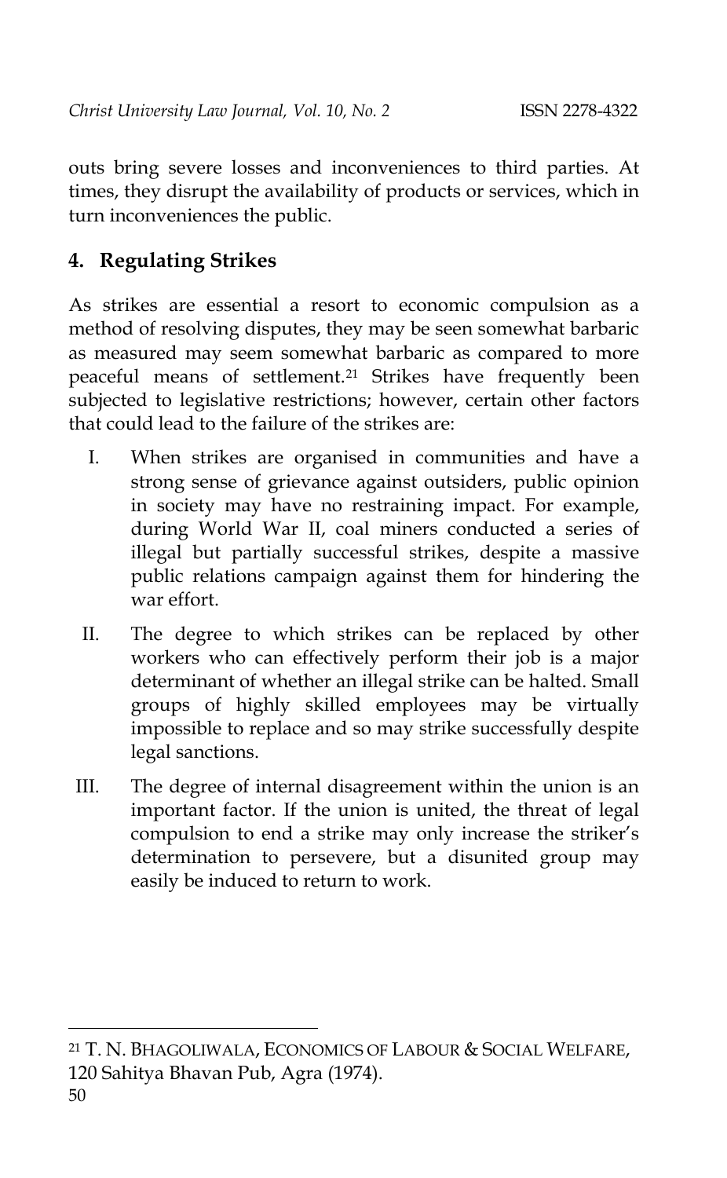outs bring severe losses and inconveniences to third parties. At times, they disrupt the availability of products or services, which in turn inconveniences the public.

## 4. Regulating Strikes

As strikes are essential a resort to economic compulsion as a method of resolving disputes, they may be seen somewhat barbaric as measured may seem somewhat barbaric as compared to more peaceful means of settlement.[21] Strikes have frequently been subjected to legislative restrictions; however, certain other factors that could lead to the failure of the strikes are:

I. When strikes are organised in communities and have a strong sense of grievance against outsiders, public opinion in society may have no restraining impact. For example, during World War II, coal miners conducted a series of illegal but partially successful strikes, despite a massive public relations campaign against them for hindering the war effort.

II. The degree to which strikes can be replaced by other workers who can effectively perform their job is a major determinant of whether an illegal strike can be halted. Small groups of highly skilled employees may be virtually impossible to replace and so may strike successfully despite legal sanctions.

III. The degree of internal disagreement within the union is an important factor. If the union is united, the threat of legal compulsion to end a strike may only increase the striker's determination to persevere, but a disunited group may easily be induced to return to work.

---

[21] T. N. BHAGOLIWALA, ECONOMICS OF LABOUR & SOCIAL WELFARE, 120 Sahitya Bhavan Pub, Agra (1974).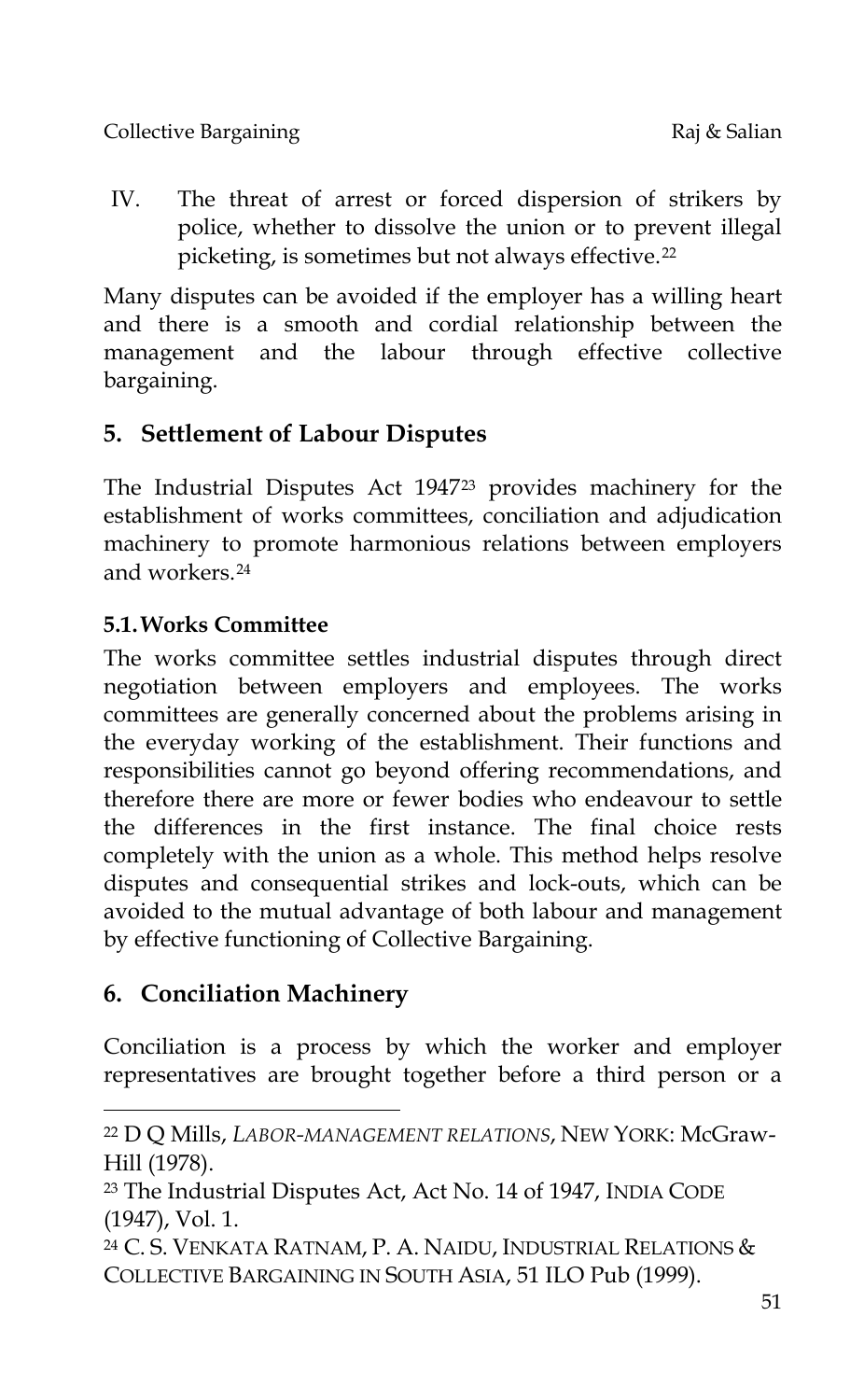IV. The threat of arrest or forced dispersion of strikers by police, whether to dissolve the union or to prevent illegal picketing, is sometimes but not always effective.[22]

Many disputes can be avoided if the employer has a willing heart and there is a smooth and cordial relationship between the management and the labour through effective collective bargaining.

## 5. Settlement of Labour Disputes

The Industrial Disputes Act 1947[23] provides machinery for the establishment of works committees, conciliation and adjudication machinery to promote harmonious relations between employers and workers.[24]

### 5.1. Works Committee

The works committee settles industrial disputes through direct negotiation between employers and employees. The works committees are generally concerned about the problems arising in the everyday working of the establishment. Their functions and responsibilities cannot go beyond offering recommendations, and therefore there are more or fewer bodies who endeavour to settle the differences in the first instance. The final choice rests completely with the union as a whole. This method helps resolve disputes and consequential strikes and lock-outs, which can be avoided to the mutual advantage of both labour and management by effective functioning of Collective Bargaining.

## 6. Conciliation Machinery

Conciliation is a process by which the worker and employer representatives are brought together before a third person or a

---

[22] D Q Mills, *LABOR-MANAGEMENT RELATIONS*, NEW YORK: McGraw-Hill (1978).

[23] The Industrial Disputes Act, Act No. 14 of 1947, INDIA CODE (1947), Vol. 1.

[24] C. S. VENKATA RATNAM, P. A. NAIDU, INDUSTRIAL RELATIONS & COLLECTIVE BARGAINING IN SOUTH ASIA, 51 ILO Pub (1999).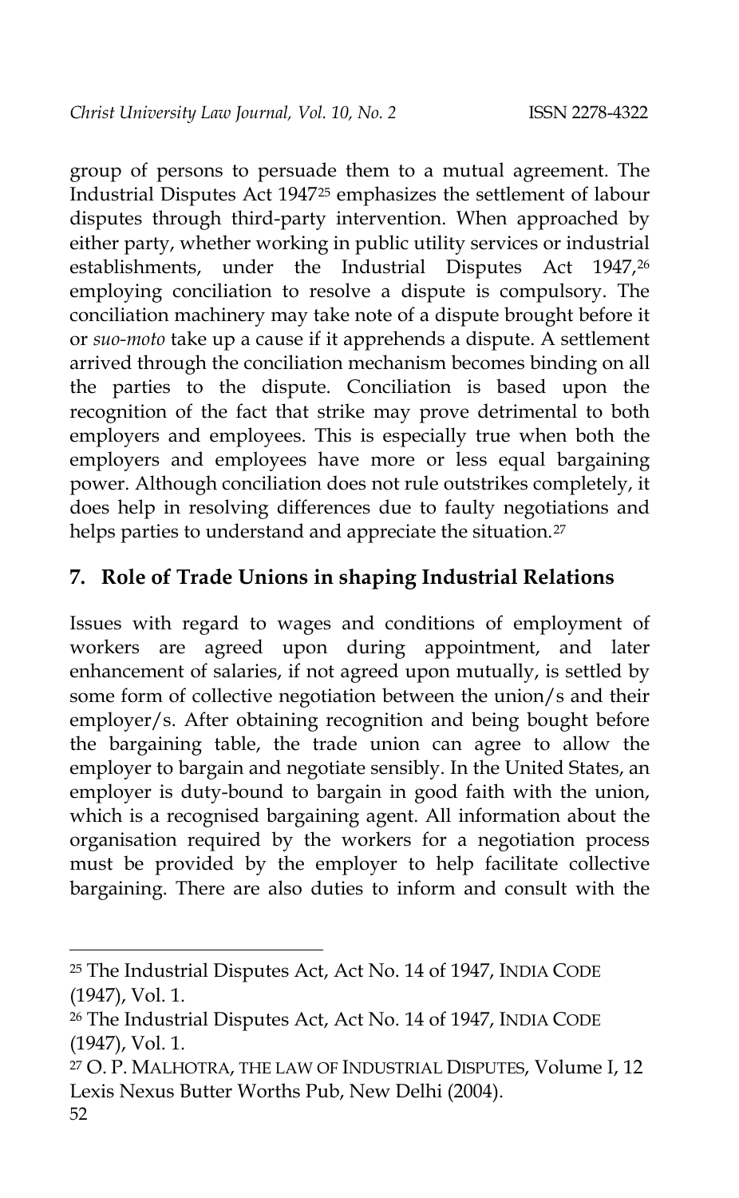group of persons to persuade them to a mutual agreement. The Industrial Disputes Act 1947[25] emphasizes the settlement of labour disputes through third-party intervention. When approached by either party, whether working in public utility services or industrial establishments, under the Industrial Disputes Act 1947,[26] employing conciliation to resolve a dispute is compulsory. The conciliation machinery may take note of a dispute brought before it or *suo-moto* take up a cause if it apprehends a dispute. A settlement arrived through the conciliation mechanism becomes binding on all the parties to the dispute. Conciliation is based upon the recognition of the fact that strike may prove detrimental to both employers and employees. This is especially true when both the employers and employees have more or less equal bargaining power. Although conciliation does not rule outstrikes completely, it does help in resolving differences due to faulty negotiations and helps parties to understand and appreciate the situation.[27]

## 7. Role of Trade Unions in shaping Industrial Relations

Issues with regard to wages and conditions of employment of workers are agreed upon during appointment, and later enhancement of salaries, if not agreed upon mutually, is settled by some form of collective negotiation between the union/s and their employer/s. After obtaining recognition and being bought before the bargaining table, the trade union can agree to allow the employer to bargain and negotiate sensibly. In the United States, an employer is duty-bound to bargain in good faith with the union, which is a recognised bargaining agent. All information about the organisation required by the workers for a negotiation process must be provided by the employer to help facilitate collective bargaining. There are also duties to inform and consult with the

---

[25] The Industrial Disputes Act, Act No. 14 of 1947, INDIA CODE (1947), Vol. 1.

[26] The Industrial Disputes Act, Act No. 14 of 1947, INDIA CODE (1947), Vol. 1.

[27] O. P. MALHOTRA, THE LAW OF INDUSTRIAL DISPUTES, Volume I, 12 Lexis Nexus Butter Worths Pub, New Delhi (2004).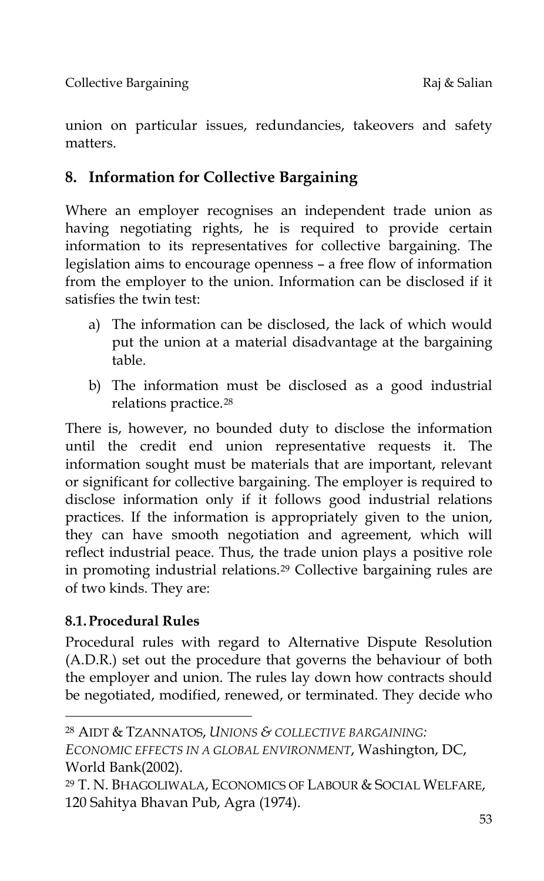union on particular issues, redundancies, takeovers and safety matters.

## 8. Information for Collective Bargaining

Where an employer recognises an independent trade union as having negotiating rights, he is required to provide certain information to its representatives for collective bargaining. The legislation aims to encourage openness – a free flow of information from the employer to the union. Information can be disclosed if it satisfies the twin test:

a) The information can be disclosed, the lack of which would put the union at a material disadvantage at the bargaining table.

b) The information must be disclosed as a good industrial relations practice.[28]

There is, however, no bounded duty to disclose the information until the credit end union representative requests it. The information sought must be materials that are important, relevant or significant for collective bargaining. The employer is required to disclose information only if it follows good industrial relations practices. If the information is appropriately given to the union, they can have smooth negotiation and agreement, which will reflect industrial peace. Thus, the trade union plays a positive role in promoting industrial relations.[29] Collective bargaining rules are of two kinds. They are:

### 8.1. Procedural Rules

Procedural rules with regard to Alternative Dispute Resolution (A.D.R.) set out the procedure that governs the behaviour of both the employer and union. The rules lay down how contracts should be negotiated, modified, renewed, or terminated. They decide who

---

[28] AIDT & TZANNATOS, *UNIONS & COLLECTIVE BARGAINING: ECONOMIC EFFECTS IN A GLOBAL ENVIRONMENT*, Washington, DC, World Bank(2002).

[29] T. N. BHAGOLIWALA, ECONOMICS OF LABOUR & SOCIAL WELFARE, 120 Sahitya Bhavan Pub, Agra (1974).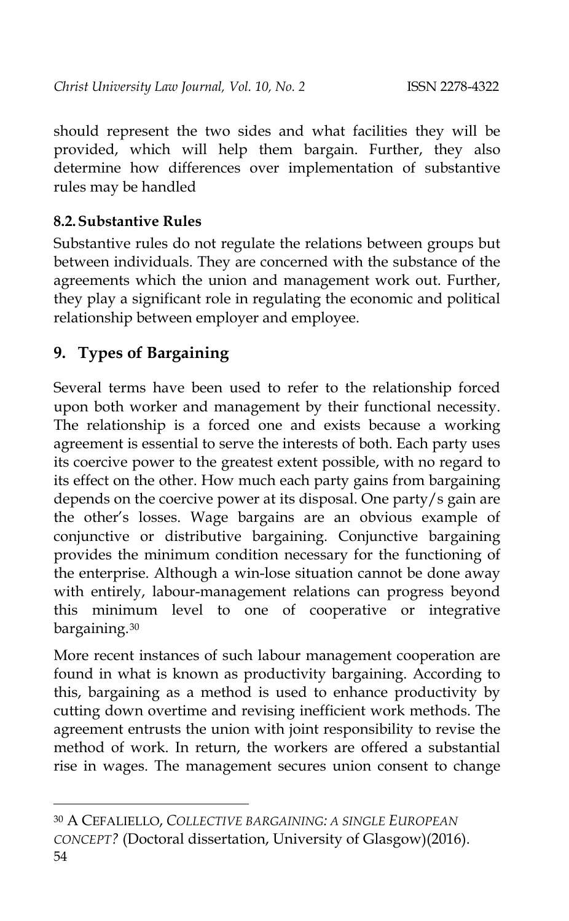should represent the two sides and what facilities they will be provided, which will help them bargain. Further, they also determine how differences over implementation of substantive rules may be handled

### 8.2. Substantive Rules

Substantive rules do not regulate the relations between groups but between individuals. They are concerned with the substance of the agreements which the union and management work out. Further, they play a significant role in regulating the economic and political relationship between employer and employee.

## 9. Types of Bargaining

Several terms have been used to refer to the relationship forced upon both worker and management by their functional necessity. The relationship is a forced one and exists because a working agreement is essential to serve the interests of both. Each party uses its coercive power to the greatest extent possible, with no regard to its effect on the other. How much each party gains from bargaining depends on the coercive power at its disposal. One party/s gain are the other's losses. Wage bargains are an obvious example of conjunctive or distributive bargaining. Conjunctive bargaining provides the minimum condition necessary for the functioning of the enterprise. Although a win-lose situation cannot be done away with entirely, labour-management relations can progress beyond this minimum level to one of cooperative or integrative bargaining.[30]

More recent instances of such labour management cooperation are found in what is known as productivity bargaining. According to this, bargaining as a method is used to enhance productivity by cutting down overtime and revising inefficient work methods. The agreement entrusts the union with joint responsibility to revise the method of work. In return, the workers are offered a substantial rise in wages. The management secures union consent to change

---

[30] A CEFALIELLO, *COLLECTIVE BARGAINING: A SINGLE EUROPEAN CONCEPT?* (Doctoral dissertation, University of Glasgow)(2016).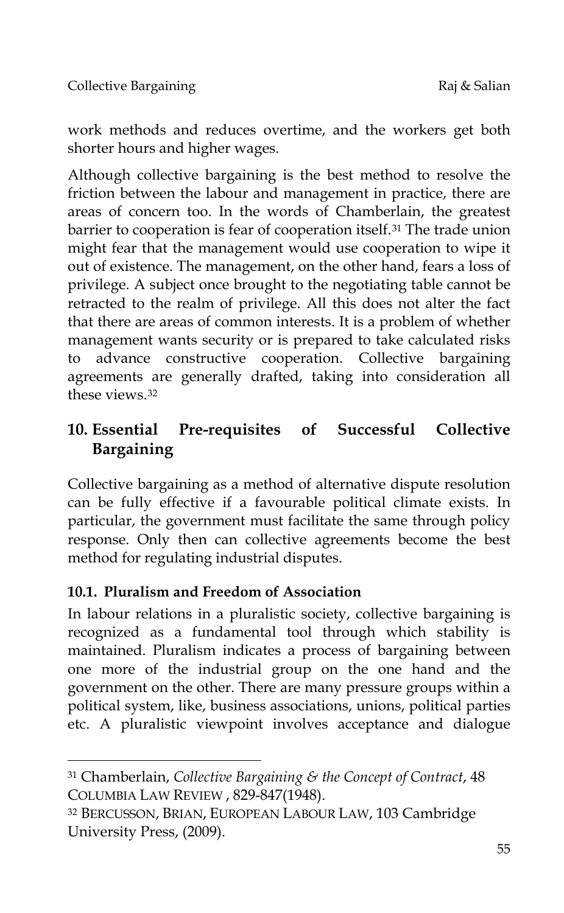work methods and reduces overtime, and the workers get both shorter hours and higher wages.

Although collective bargaining is the best method to resolve the friction between the labour and management in practice, there are areas of concern too. In the words of Chamberlain, the greatest barrier to cooperation is fear of cooperation itself.[31] The trade union might fear that the management would use cooperation to wipe it out of existence. The management, on the other hand, fears a loss of privilege. A subject once brought to the negotiating table cannot be retracted to the realm of privilege. All this does not alter the fact that there are areas of common interests. It is a problem of whether management wants security or is prepared to take calculated risks to advance constructive cooperation. Collective bargaining agreements are generally drafted, taking into consideration all these views.[32]

## 10. Essential Pre-requisites of Successful Collective Bargaining

Collective bargaining as a method of alternative dispute resolution can be fully effective if a favourable political climate exists. In particular, the government must facilitate the same through policy response. Only then can collective agreements become the best method for regulating industrial disputes.

### 10.1. Pluralism and Freedom of Association

In labour relations in a pluralistic society, collective bargaining is recognized as a fundamental tool through which stability is maintained. Pluralism indicates a process of bargaining between one more of the industrial group on the one hand and the government on the other. There are many pressure groups within a political system, like, business associations, unions, political parties etc. A pluralistic viewpoint involves acceptance and dialogue

---

[31] Chamberlain, *Collective Bargaining & the Concept of Contract*, 48 COLUMBIA LAW REVIEW , 829-847(1948).

[32] BERCUSSON, BRIAN, EUROPEAN LABOUR LAW, 103 Cambridge University Press, (2009).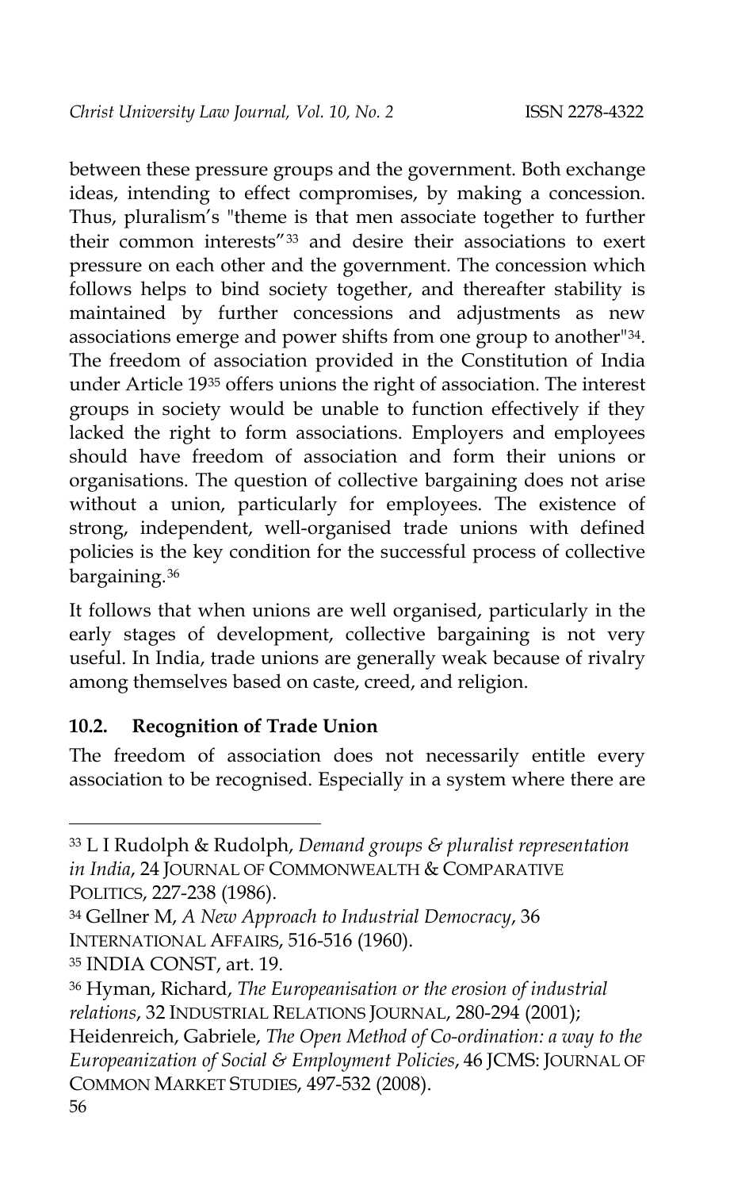between these pressure groups and the government. Both exchange ideas, intending to effect compromises, by making a concession. Thus, pluralism's "theme is that men associate together to further their common interests"[33] and desire their associations to exert pressure on each other and the government. The concession which follows helps to bind society together, and thereafter stability is maintained by further concessions and adjustments as new associations emerge and power shifts from one group to another"[34]. The freedom of association provided in the Constitution of India under Article 19[35] offers unions the right of association. The interest groups in society would be unable to function effectively if they lacked the right to form associations. Employers and employees should have freedom of association and form their unions or organisations. The question of collective bargaining does not arise without a union, particularly for employees. The existence of strong, independent, well-organised trade unions with defined policies is the key condition for the successful process of collective bargaining.[36]

It follows that when unions are well organised, particularly in the early stages of development, collective bargaining is not very useful. In India, trade unions are generally weak because of rivalry among themselves based on caste, creed, and religion.

### 10.2. Recognition of Trade Union

The freedom of association does not necessarily entitle every association to be recognised. Especially in a system where there are

---

[33] L I Rudolph & Rudolph, *Demand groups & pluralist representation in India*, 24 JOURNAL OF COMMONWEALTH & COMPARATIVE POLITICS, 227-238 (1986).

[34] Gellner M, *A New Approach to Industrial Democracy*, 36 INTERNATIONAL AFFAIRS, 516-516 (1960).

[35] INDIA CONST, art. 19.

[36] Hyman, Richard, *The Europeanisation or the erosion of industrial relations*, 32 INDUSTRIAL RELATIONS JOURNAL, 280-294 (2001); Heidenreich, Gabriele, *The Open Method of Co-ordination: a way to the Europeanization of Social & Employment Policies*, 46 JCMS: JOURNAL OF COMMON MARKET STUDIES, 497-532 (2008).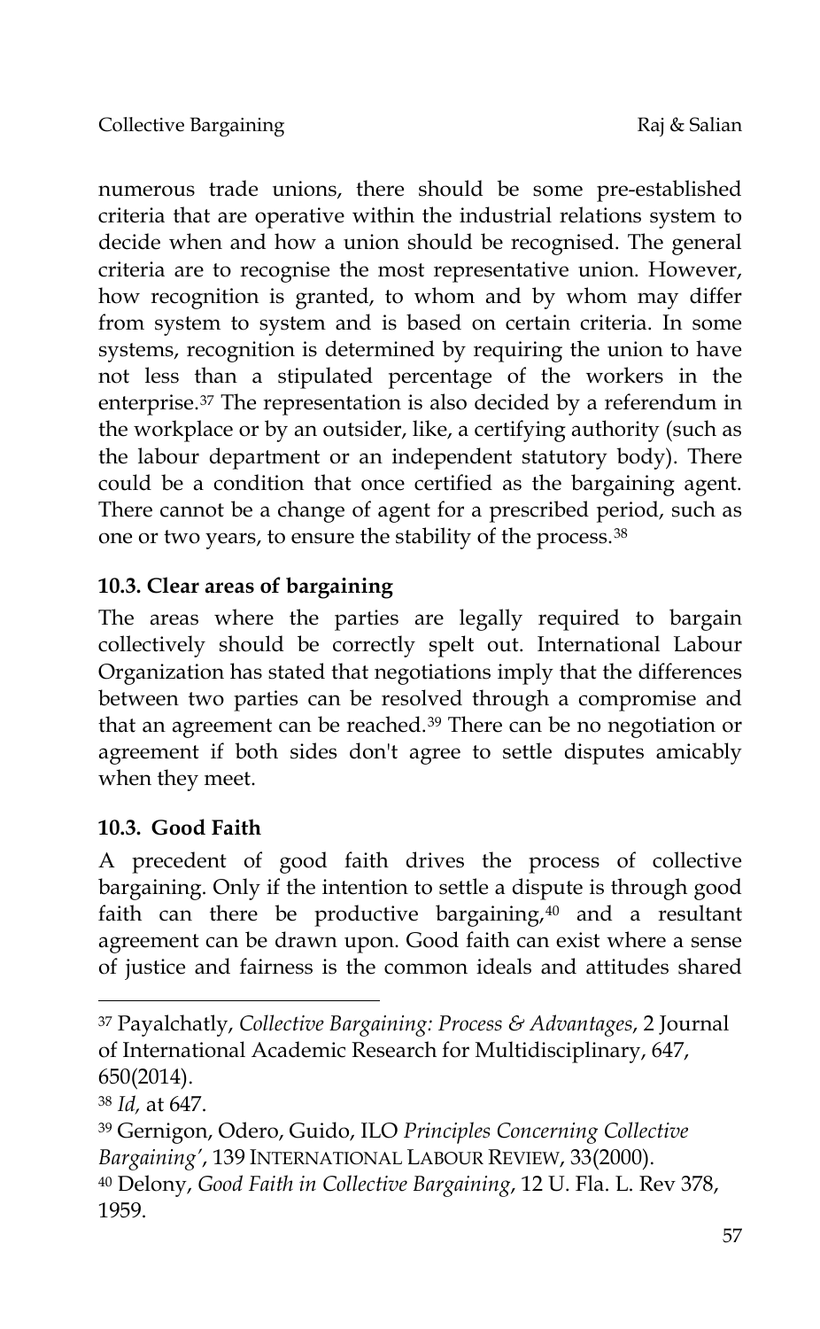numerous trade unions, there should be some pre-established criteria that are operative within the industrial relations system to decide when and how a union should be recognised. The general criteria are to recognise the most representative union. However, how recognition is granted, to whom and by whom may differ from system to system and is based on certain criteria. In some systems, recognition is determined by requiring the union to have not less than a stipulated percentage of the workers in the enterprise.[37] The representation is also decided by a referendum in the workplace or by an outsider, like, a certifying authority (such as the labour department or an independent statutory body). There could be a condition that once certified as the bargaining agent. There cannot be a change of agent for a prescribed period, such as one or two years, to ensure the stability of the process.[38]

### 10.3. Clear areas of bargaining

The areas where the parties are legally required to bargain collectively should be correctly spelt out. International Labour Organization has stated that negotiations imply that the differences between two parties can be resolved through a compromise and that an agreement can be reached.[39] There can be no negotiation or agreement if both sides don't agree to settle disputes amicably when they meet.

### 10.3. Good Faith

A precedent of good faith drives the process of collective bargaining. Only if the intention to settle a dispute is through good faith can there be productive bargaining,[40] and a resultant agreement can be drawn upon. Good faith can exist where a sense of justice and fairness is the common ideals and attitudes shared

---

[37] Payalchatly, *Collective Bargaining: Process & Advantages*, 2 Journal of International Academic Research for Multidisciplinary, 647, 650(2014).

[38] *Id,* at 647.

[39] Gernigon, Odero, Guido, ILO *Principles Concerning Collective Bargaining'*, 139 INTERNATIONAL LABOUR REVIEW, 33(2000).

[40] Delony, *Good Faith in Collective Bargaining*, 12 U. Fla. L. Rev 378, 1959.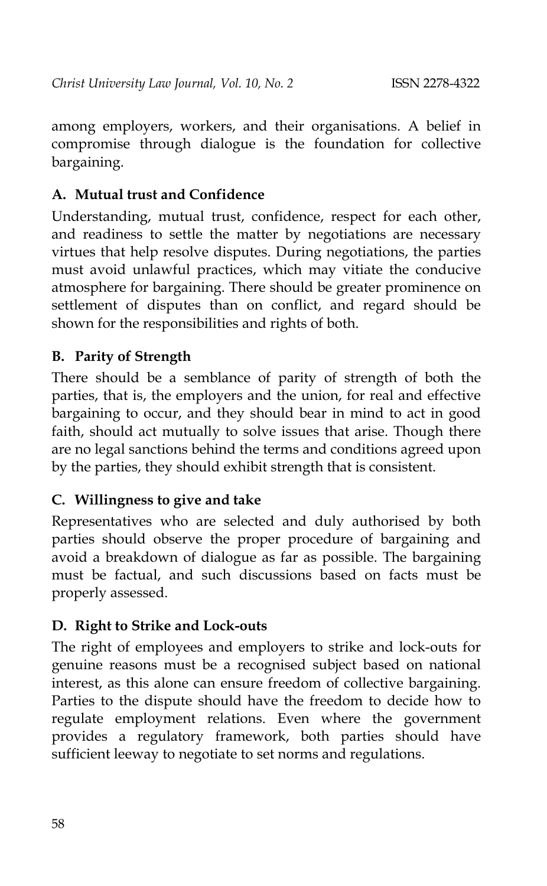among employers, workers, and their organisations. A belief in compromise through dialogue is the foundation for collective bargaining.

### A. Mutual trust and Confidence

Understanding, mutual trust, confidence, respect for each other, and readiness to settle the matter by negotiations are necessary virtues that help resolve disputes. During negotiations, the parties must avoid unlawful practices, which may vitiate the conducive atmosphere for bargaining. There should be greater prominence on settlement of disputes than on conflict, and regard should be shown for the responsibilities and rights of both.

### B. Parity of Strength

There should be a semblance of parity of strength of both the parties, that is, the employers and the union, for real and effective bargaining to occur, and they should bear in mind to act in good faith, should act mutually to solve issues that arise. Though there are no legal sanctions behind the terms and conditions agreed upon by the parties, they should exhibit strength that is consistent.

### C. Willingness to give and take

Representatives who are selected and duly authorised by both parties should observe the proper procedure of bargaining and avoid a breakdown of dialogue as far as possible. The bargaining must be factual, and such discussions based on facts must be properly assessed.

### D. Right to Strike and Lock-outs

The right of employees and employers to strike and lock-outs for genuine reasons must be a recognised subject based on national interest, as this alone can ensure freedom of collective bargaining. Parties to the dispute should have the freedom to decide how to regulate employment relations. Even where the government provides a regulatory framework, both parties should have sufficient leeway to negotiate to set norms and regulations.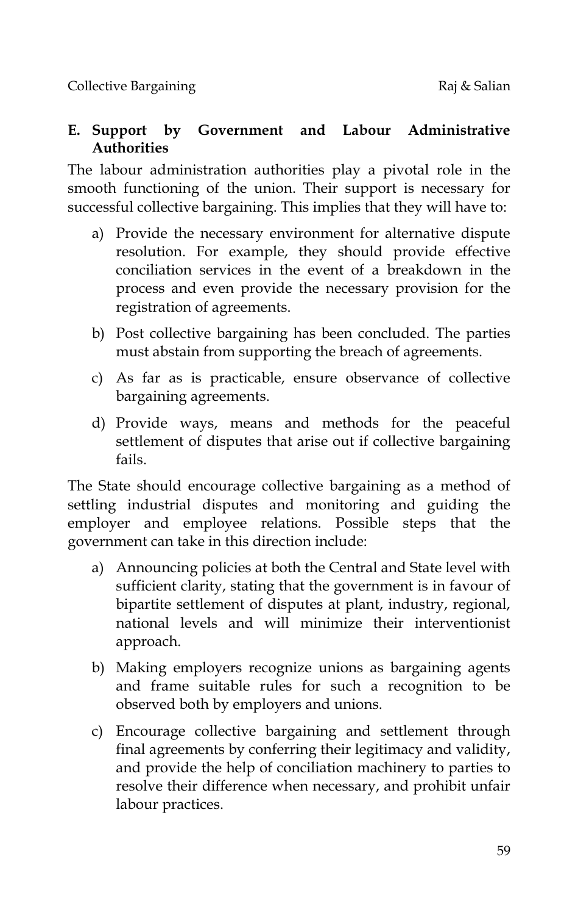### E. Support by Government and Labour Administrative Authorities

The labour administration authorities play a pivotal role in the smooth functioning of the union. Their support is necessary for successful collective bargaining. This implies that they will have to:

a) Provide the necessary environment for alternative dispute resolution. For example, they should provide effective conciliation services in the event of a breakdown in the process and even provide the necessary provision for the registration of agreements.

b) Post collective bargaining has been concluded. The parties must abstain from supporting the breach of agreements.

c) As far as is practicable, ensure observance of collective bargaining agreements.

d) Provide ways, means and methods for the peaceful settlement of disputes that arise out if collective bargaining fails.

The State should encourage collective bargaining as a method of settling industrial disputes and monitoring and guiding the employer and employee relations. Possible steps that the government can take in this direction include:

a) Announcing policies at both the Central and State level with sufficient clarity, stating that the government is in favour of bipartite settlement of disputes at plant, industry, regional, national levels and will minimize their interventionist approach.

b) Making employers recognize unions as bargaining agents and frame suitable rules for such a recognition to be observed both by employers and unions.

c) Encourage collective bargaining and settlement through final agreements by conferring their legitimacy and validity, and provide the help of conciliation machinery to parties to resolve their difference when necessary, and prohibit unfair labour practices.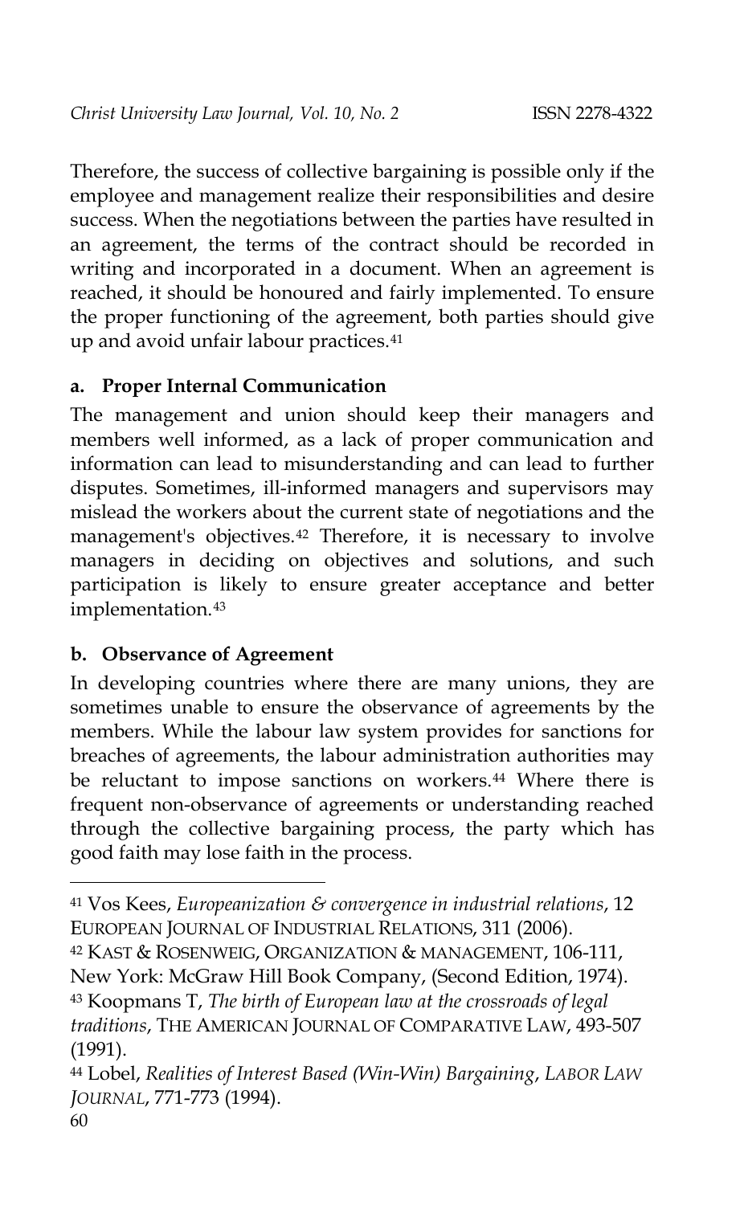Therefore, the success of collective bargaining is possible only if the employee and management realize their responsibilities and desire success. When the negotiations between the parties have resulted in an agreement, the terms of the contract should be recorded in writing and incorporated in a document. When an agreement is reached, it should be honoured and fairly implemented. To ensure the proper functioning of the agreement, both parties should give up and avoid unfair labour practices.[41]

### a. Proper Internal Communication

The management and union should keep their managers and members well informed, as a lack of proper communication and information can lead to misunderstanding and can lead to further disputes. Sometimes, ill-informed managers and supervisors may mislead the workers about the current state of negotiations and the management's objectives.[42] Therefore, it is necessary to involve managers in deciding on objectives and solutions, and such participation is likely to ensure greater acceptance and better implementation.[43]

### b. Observance of Agreement

In developing countries where there are many unions, they are sometimes unable to ensure the observance of agreements by the members. While the labour law system provides for sanctions for breaches of agreements, the labour administration authorities may be reluctant to impose sanctions on workers.[44] Where there is frequent non-observance of agreements or understanding reached through the collective bargaining process, the party which has good faith may lose faith in the process.

---

[41] Vos Kees, *Europeanization & convergence in industrial relations*, 12 EUROPEAN JOURNAL OF INDUSTRIAL RELATIONS, 311 (2006).

[42] KAST & ROSENWEIG, ORGANIZATION & MANAGEMENT, 106-111, New York: McGraw Hill Book Company, (Second Edition, 1974).

[43] Koopmans T, *The birth of European law at the crossroads of legal traditions*, THE AMERICAN JOURNAL OF COMPARATIVE LAW, 493-507 (1991).

[44] Lobel, *Realities of Interest Based (Win-Win) Bargaining*, *LABOR LAW JOURNAL*, 771-773 (1994).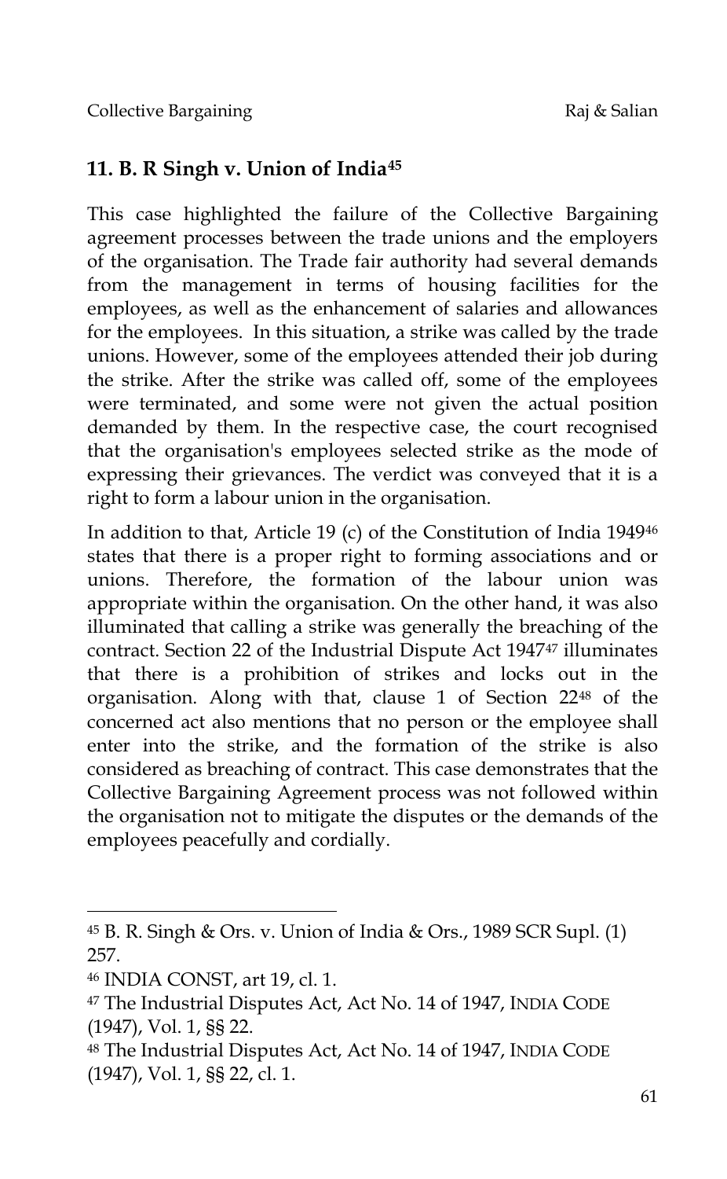## 11. B. R Singh v. Union of India[45]

This case highlighted the failure of the Collective Bargaining agreement processes between the trade unions and the employers of the organisation. The Trade fair authority had several demands from the management in terms of housing facilities for the employees, as well as the enhancement of salaries and allowances for the employees. In this situation, a strike was called by the trade unions. However, some of the employees attended their job during the strike. After the strike was called off, some of the employees were terminated, and some were not given the actual position demanded by them. In the respective case, the court recognised that the organisation's employees selected strike as the mode of expressing their grievances. The verdict was conveyed that it is a right to form a labour union in the organisation.

In addition to that, Article 19 (c) of the Constitution of India 1949[46] states that there is a proper right to forming associations and or unions. Therefore, the formation of the labour union was appropriate within the organisation. On the other hand, it was also illuminated that calling a strike was generally the breaching of the contract. Section 22 of the Industrial Dispute Act 1947[47] illuminates that there is a prohibition of strikes and locks out in the organisation. Along with that, clause 1 of Section 22[48] of the concerned act also mentions that no person or the employee shall enter into the strike, and the formation of the strike is also considered as breaching of contract. This case demonstrates that the Collective Bargaining Agreement process was not followed within the organisation not to mitigate the disputes or the demands of the employees peacefully and cordially.

---

[45] B. R. Singh & Ors. v. Union of India & Ors., 1989 SCR Supl. (1) 257.

[46] INDIA CONST, art 19, cl. 1.

[47] The Industrial Disputes Act, Act No. 14 of 1947, INDIA CODE (1947), Vol. 1, §§ 22.

[48] The Industrial Disputes Act, Act No. 14 of 1947, INDIA CODE (1947), Vol. 1, §§ 22, cl. 1.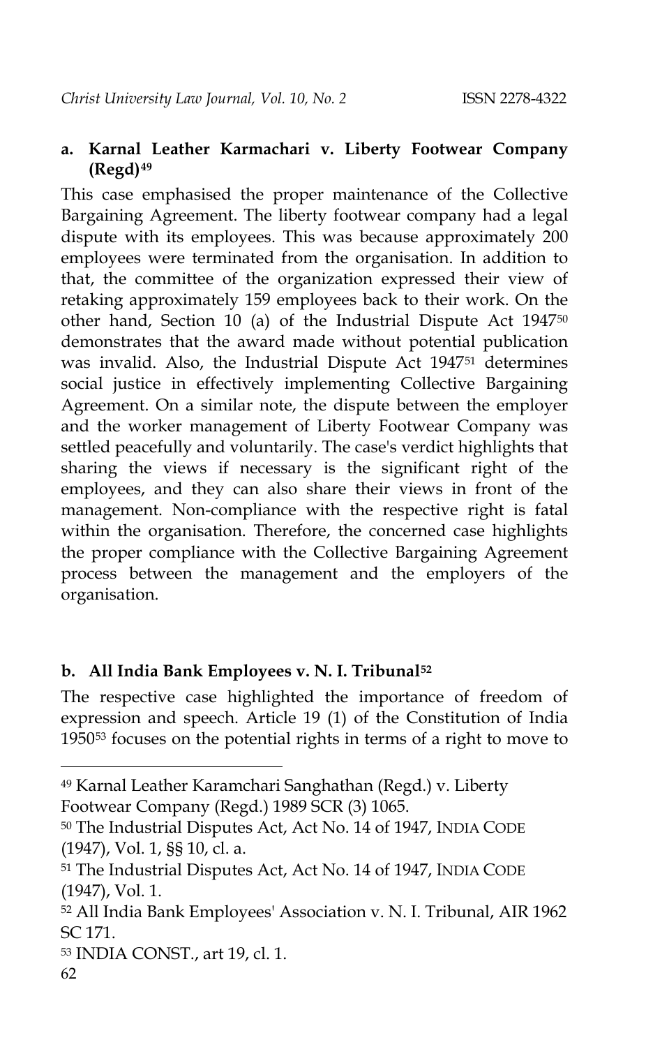### a. Karnal Leather Karmachari v. Liberty Footwear Company (Regd)[49]

This case emphasised the proper maintenance of the Collective Bargaining Agreement. The liberty footwear company had a legal dispute with its employees. This was because approximately 200 employees were terminated from the organisation. In addition to that, the committee of the organization expressed their view of retaking approximately 159 employees back to their work. On the other hand, Section 10 (a) of the Industrial Dispute Act 1947[50] demonstrates that the award made without potential publication was invalid. Also, the Industrial Dispute Act 1947[51] determines social justice in effectively implementing Collective Bargaining Agreement. On a similar note, the dispute between the employer and the worker management of Liberty Footwear Company was settled peacefully and voluntarily. The case's verdict highlights that sharing the views if necessary is the significant right of the employees, and they can also share their views in front of the management. Non-compliance with the respective right is fatal within the organisation. Therefore, the concerned case highlights the proper compliance with the Collective Bargaining Agreement process between the management and the employers of the organisation.

### b. All India Bank Employees v. N. I. Tribunal[52]

The respective case highlighted the importance of freedom of expression and speech. Article 19 (1) of the Constitution of India 1950[53] focuses on the potential rights in terms of a right to move to

---

[49] Karnal Leather Karamchari Sanghathan (Regd.) v. Liberty Footwear Company (Regd.) 1989 SCR (3) 1065.

[50] The Industrial Disputes Act, Act No. 14 of 1947, INDIA CODE (1947), Vol. 1, §§ 10, cl. a.

[51] The Industrial Disputes Act, Act No. 14 of 1947, INDIA CODE (1947), Vol. 1.

[52] All India Bank Employees' Association v. N. I. Tribunal, AIR 1962 SC 171.

[53] INDIA CONST., art 19, cl. 1.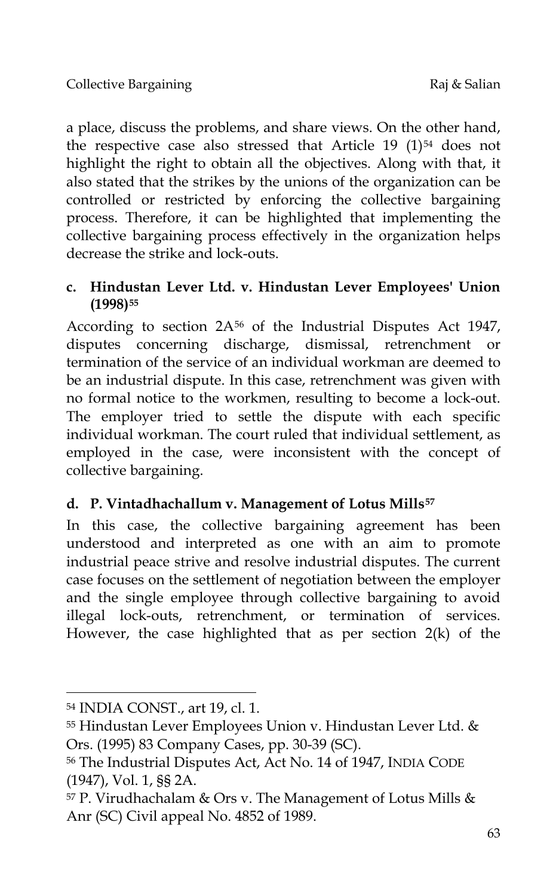a place, discuss the problems, and share views. On the other hand, the respective case also stressed that Article 19 (1)[54] does not highlight the right to obtain all the objectives. Along with that, it also stated that the strikes by the unions of the organization can be controlled or restricted by enforcing the collective bargaining process. Therefore, it can be highlighted that implementing the collective bargaining process effectively in the organization helps decrease the strike and lock-outs.

### c. Hindustan Lever Ltd. v. Hindustan Lever Employees' Union (1998)[55]

According to section 2A[56] of the Industrial Disputes Act 1947, disputes concerning discharge, dismissal, retrenchment or termination of the service of an individual workman are deemed to be an industrial dispute. In this case, retrenchment was given with no formal notice to the workmen, resulting to become a lock-out. The employer tried to settle the dispute with each specific individual workman. The court ruled that individual settlement, as employed in the case, were inconsistent with the concept of collective bargaining.

### d. P. Vintadhachallum v. Management of Lotus Mills[57]

In this case, the collective bargaining agreement has been understood and interpreted as one with an aim to promote industrial peace strive and resolve industrial disputes. The current case focuses on the settlement of negotiation between the employer and the single employee through collective bargaining to avoid illegal lock-outs, retrenchment, or termination of services. However, the case highlighted that as per section 2(k) of the

---

[54] INDIA CONST., art 19, cl. 1.

[55] Hindustan Lever Employees Union v. Hindustan Lever Ltd. & Ors. (1995) 83 Company Cases, pp. 30-39 (SC).

[56] The Industrial Disputes Act, Act No. 14 of 1947, INDIA CODE (1947), Vol. 1, §§ 2A.

[57] P. Virudhachalam & Ors v. The Management of Lotus Mills & Anr (SC) Civil appeal No. 4852 of 1989.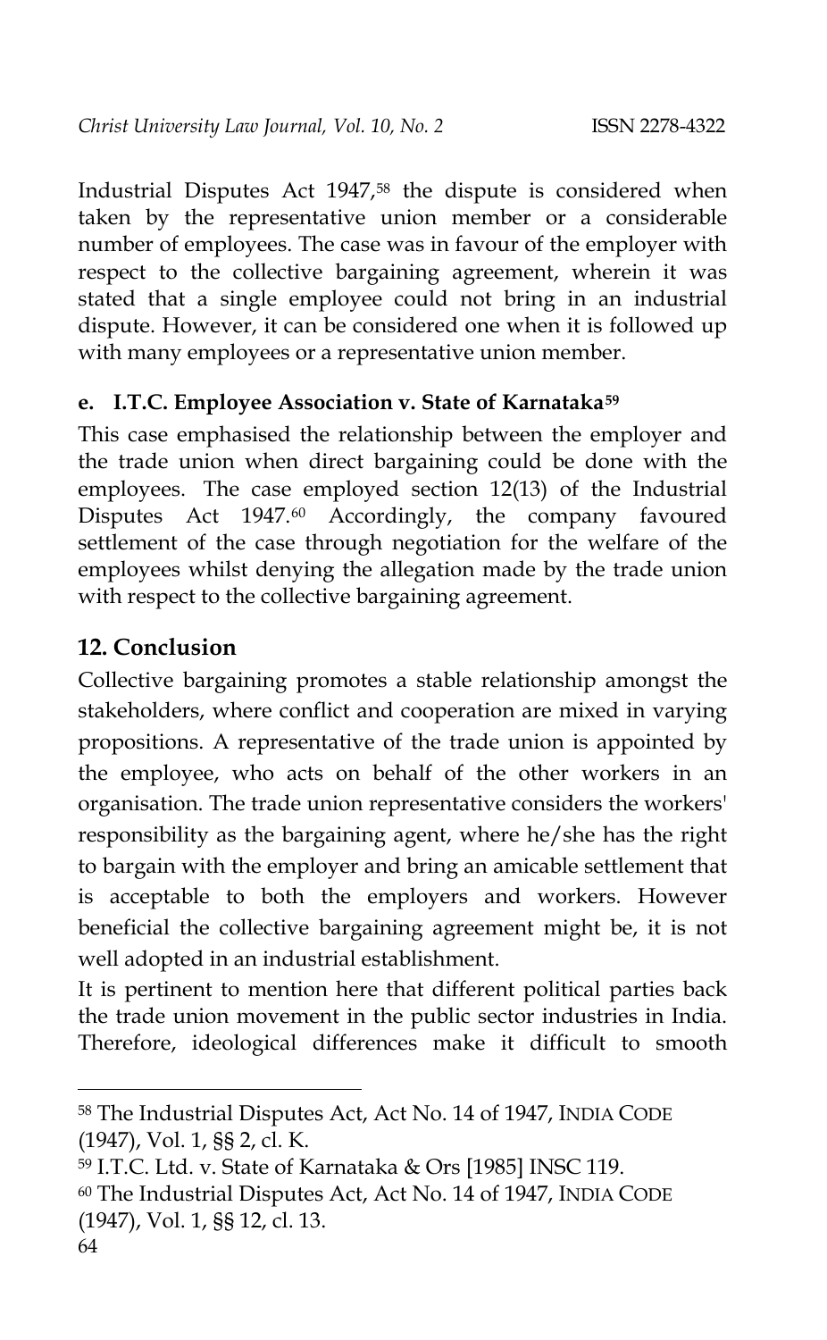Industrial Disputes Act 1947,[58] the dispute is considered when taken by the representative union member or a considerable number of employees. The case was in favour of the employer with respect to the collective bargaining agreement, wherein it was stated that a single employee could not bring in an industrial dispute. However, it can be considered one when it is followed up with many employees or a representative union member.

### e. I.T.C. Employee Association v. State of Karnataka[59]

This case emphasised the relationship between the employer and the trade union when direct bargaining could be done with the employees. The case employed section 12(13) of the Industrial Disputes Act 1947.[60] Accordingly, the company favoured settlement of the case through negotiation for the welfare of the employees whilst denying the allegation made by the trade union with respect to the collective bargaining agreement.

## 12. Conclusion

Collective bargaining promotes a stable relationship amongst the stakeholders, where conflict and cooperation are mixed in varying propositions. A representative of the trade union is appointed by the employee, who acts on behalf of the other workers in an organisation. The trade union representative considers the workers' responsibility as the bargaining agent, where he/she has the right to bargain with the employer and bring an amicable settlement that is acceptable to both the employers and workers. However beneficial the collective bargaining agreement might be, it is not well adopted in an industrial establishment.

It is pertinent to mention here that different political parties back the trade union movement in the public sector industries in India. Therefore, ideological differences make it difficult to smooth

---

[58] The Industrial Disputes Act, Act No. 14 of 1947, INDIA CODE (1947), Vol. 1, §§ 2, cl. K.

[59] I.T.C. Ltd. v. State of Karnataka & Ors [1985] INSC 119.

[60] The Industrial Disputes Act, Act No. 14 of 1947, INDIA CODE (1947), Vol. 1, §§ 12, cl. 13.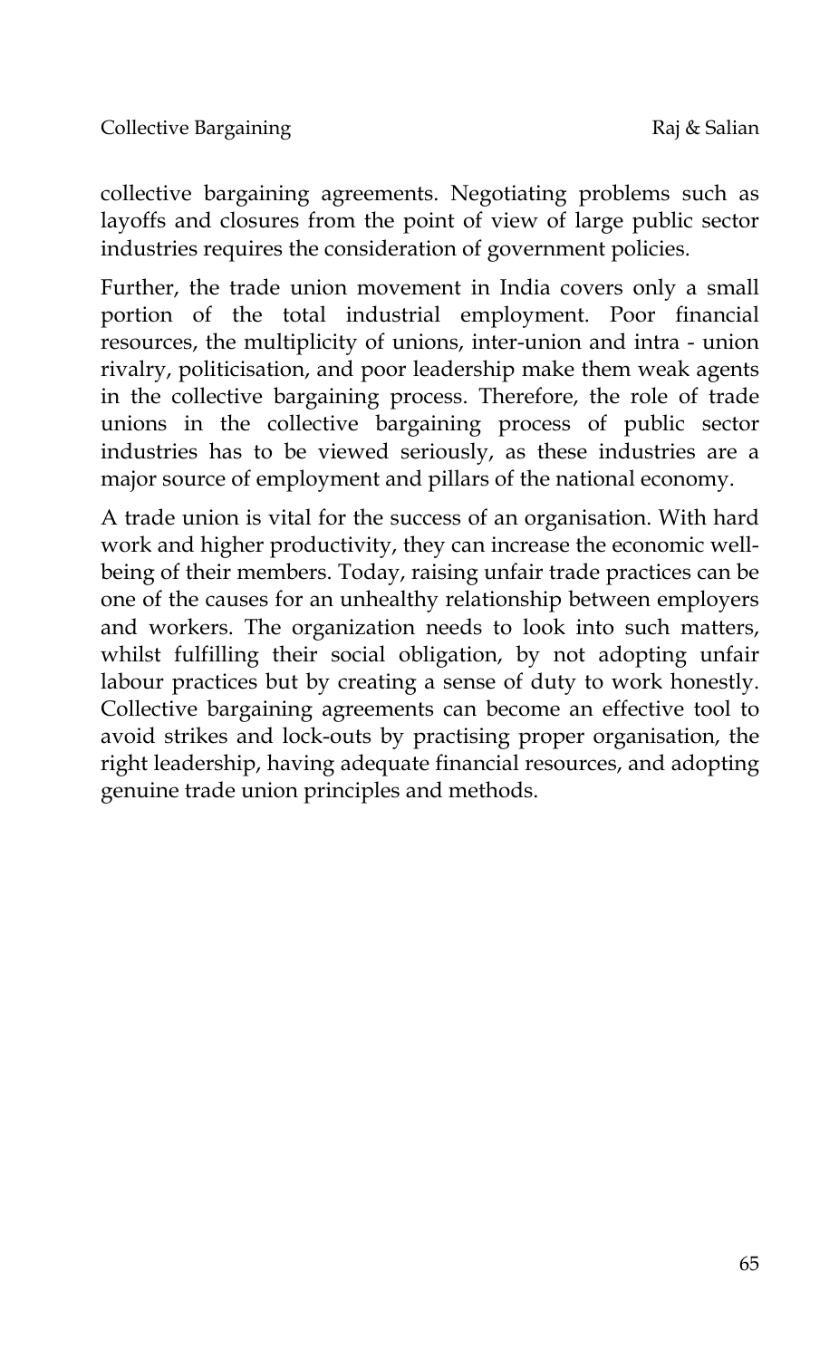collective bargaining agreements. Negotiating problems such as layoffs and closures from the point of view of large public sector industries requires the consideration of government policies.

Further, the trade union movement in India covers only a small portion of the total industrial employment. Poor financial resources, the multiplicity of unions, inter-union and intra - union rivalry, politicisation, and poor leadership make them weak agents in the collective bargaining process. Therefore, the role of trade unions in the collective bargaining process of public sector industries has to be viewed seriously, as these industries are a major source of employment and pillars of the national economy.

A trade union is vital for the success of an organisation. With hard work and higher productivity, they can increase the economic well-being of their members. Today, raising unfair trade practices can be one of the causes for an unhealthy relationship between employers and workers. The organization needs to look into such matters, whilst fulfilling their social obligation, by not adopting unfair labour practices but by creating a sense of duty to work honestly. Collective bargaining agreements can become an effective tool to avoid strikes and lock-outs by practising proper organisation, the right leadership, having adequate financial resources, and adopting genuine trade union principles and methods.